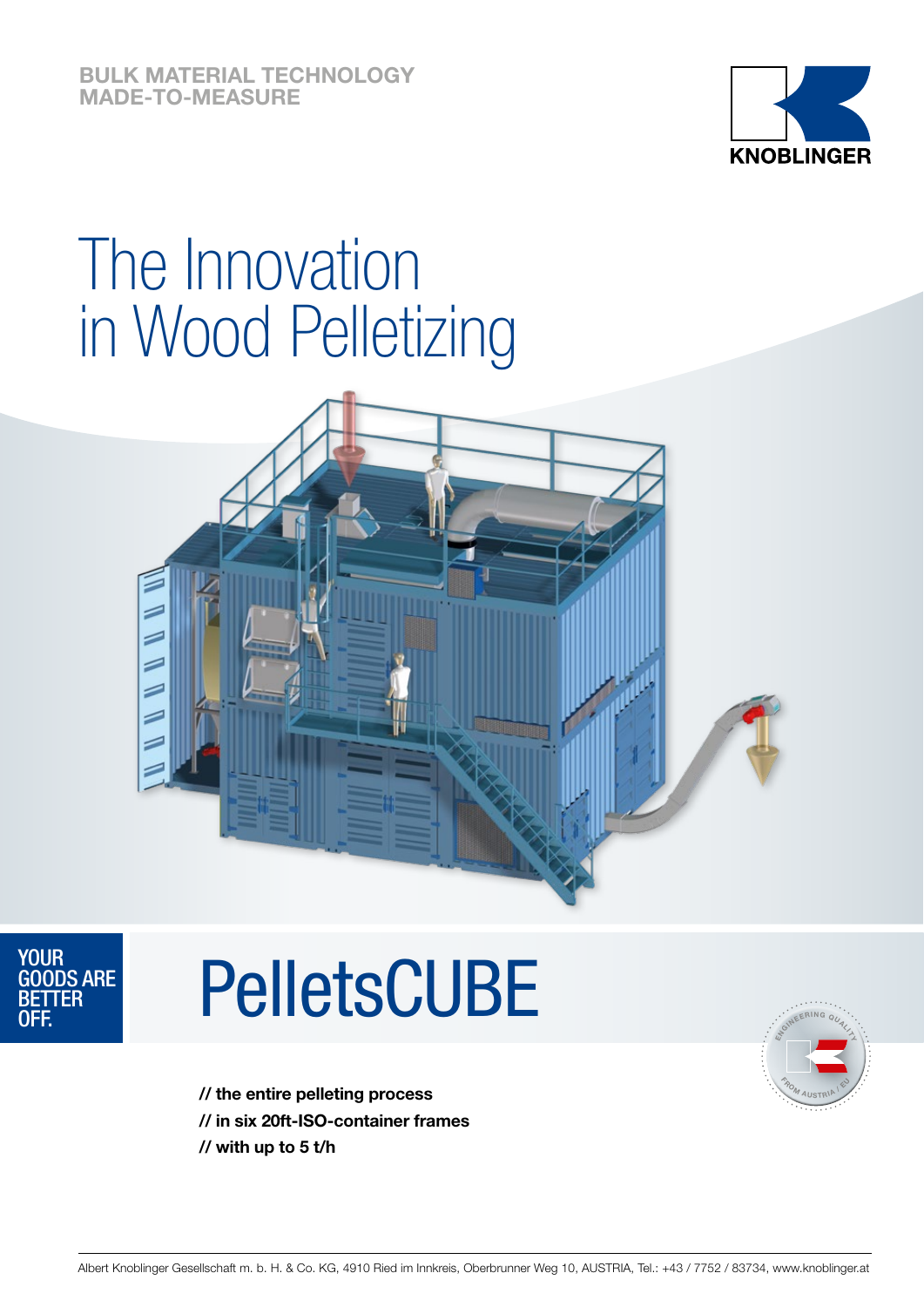BULK MATERIAL TECHNOLOGY
MADE-TO-MEASURE

KNOBLINGER

# The Innovation in Wood Pelletizing

YOUR GOODS ARE BETTER OFF.

# PelletsCUBE

**// the entire pelleting process**
**// in six 20ft-ISO-container frames**
**// with up to 5 t/h**

ENGINEERING QUALITY FROM AUSTRIA / EU

Albert Knoblinger Gesellschaft m. b. H. & Co. KG, 4910 Ried im Innkreis, Oberbrunner Weg 10, AUSTRIA, Tel.: +43 / 7752 / 83734, www.knoblinger.at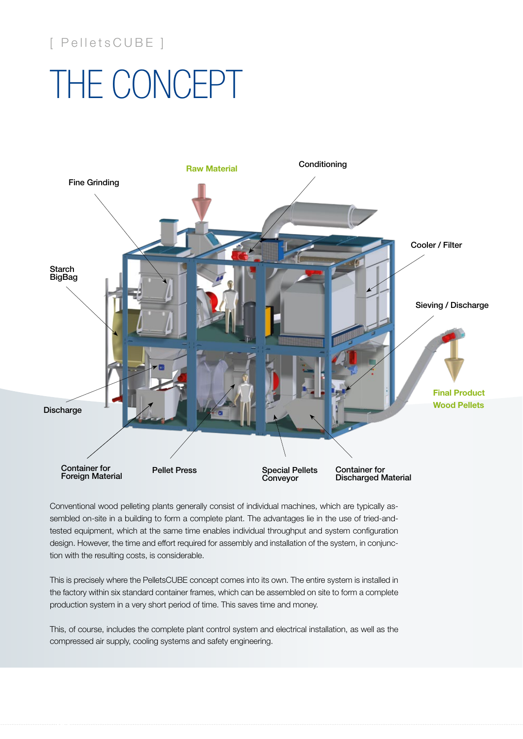[ PelletsCUBE ]

# THE CONCEPT

Conventional wood pelleting plants generally consist of individual machines, which are typically assembled on-site in a building to form a complete plant. The advantages lie in the use of tried-and-tested equipment, which at the same time enables individual throughput and system configuration design. However, the time and effort required for assembly and installation of the system, in conjunction with the resulting costs, is considerable.

This is precisely where the PelletsCUBE concept comes into its own. The entire system is installed in the factory within six standard container frames, which can be assembled on site to form a complete production system in a very short period of time. This saves time and money.

This, of course, includes the complete plant control system and electrical installation, as well as the compressed air supply, cooling systems and safety engineering.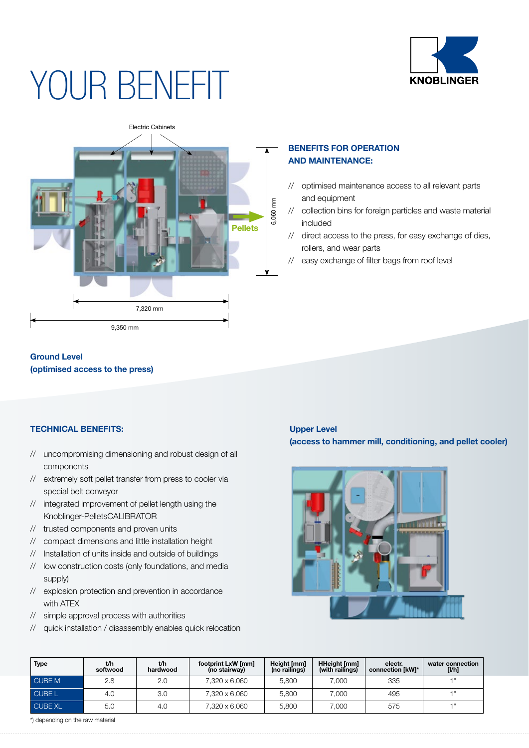# YOUR BENEFIT

KNOBLINGER

Electric Cabinets

Pellets

6,060 mm

7,320 mm

9,350 mm

**Ground Level**
**(optimised access to the press)**

## BENEFITS FOR OPERATION AND MAINTENANCE:

- // optimised maintenance access to all relevant parts and equipment
- // collection bins for foreign particles and waste material included
- // direct access to the press, for easy exchange of dies, rollers, and wear parts
- // easy exchange of filter bags from roof level

## TECHNICAL BENEFITS:

- // uncompromising dimensioning and robust design of all components
- // extremely soft pellet transfer from press to cooler via special belt conveyor
- // integrated improvement of pellet length using the Knoblinger-PelletsCALIBRATOR
- // trusted components and proven units
- // compact dimensions and little installation height
- // Installation of units inside and outside of buildings
- // low construction costs (only foundations, and media supply)
- // explosion protection and prevention in accordance with ATEX
- // simple approval process with authorities
- // quick installation / disassembly enables quick relocation

**Upper Level**
**(access to hammer mill, conditioning, and pellet cooler)**

| Type | t/h softwood | t/h hardwood | footprint LxW [mm] (no stairway) | Height [mm] (no railings) | HHeight [mm] (with railings) | electr. connection [kW]* | water connection [l/h] |
|---|---|---|---|---|---|---|---|
| CUBE M | 2.8 | 2.0 | 7,320 x 6,060 | 5,800 | 7,000 | 335 | 1" |
| CUBE L | 4.0 | 3.0 | 7,320 x 6,060 | 5,800 | 7,000 | 495 | 1" |
| CUBE XL | 5.0 | 4.0 | 7,320 x 6,060 | 5,800 | 7,000 | 575 | 1" |

*) depending on the raw material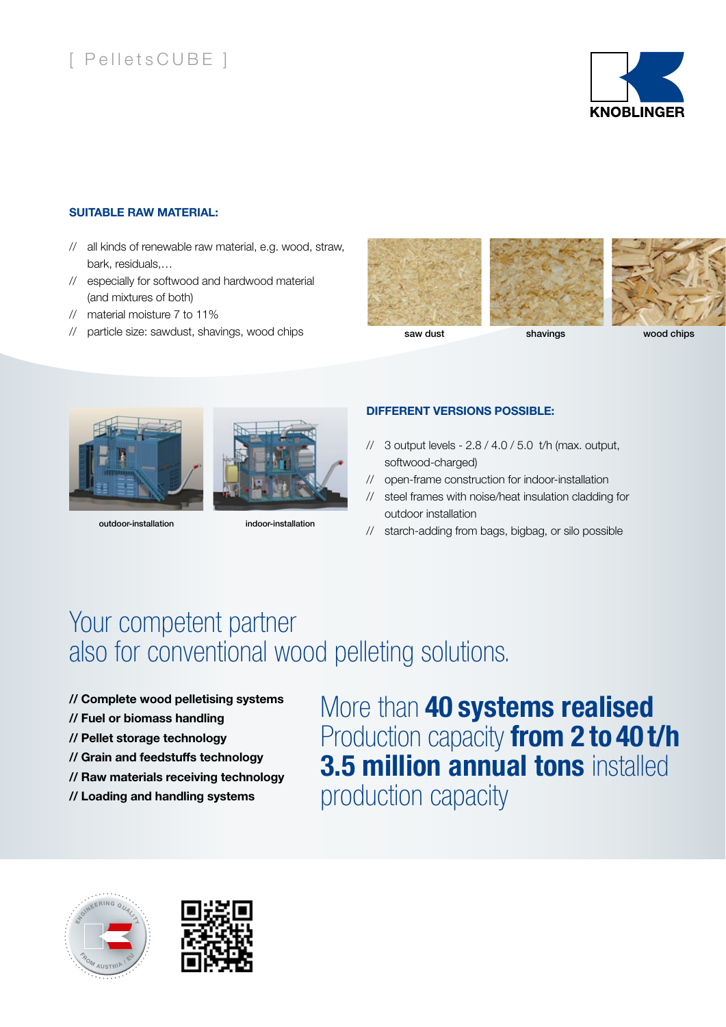[ PelletsCUBE ]

KNOBLINGER

### SUITABLE RAW MATERIAL:

- // all kinds of renewable raw material, e.g. wood, straw, bark, residuals,…
- // especially for softwood and hardwood material (and mixtures of both)
- // material moisture 7 to 11%
- // particle size: sawdust, shavings, wood chips

saw dust

shavings

wood chips

outdoor-installation

indoor-installation

### DIFFERENT VERSIONS POSSIBLE:

- // 3 output levels - 2.8 / 4.0 / 5.0 t/h (max. output, softwood-charged)
- // open-frame construction for indoor-installation
- // steel frames with noise/heat insulation cladding for outdoor installation
- // starch-adding from bags, bigbag, or silo possible

## Your competent partner also for conventional wood pelleting solutions.

**// Complete wood pelletising systems**
**// Fuel or biomass handling**
**// Pellet storage technology**
**// Grain and feedstuffs technology**
**// Raw materials receiving technology**
**// Loading and handling systems**

More than **40 systems realised**
Production capacity **from 2 to 40 t/h**
**3.5 million annual tons** installed production capacity

ENGINEERING QUALITY FROM AUSTRIA / EU